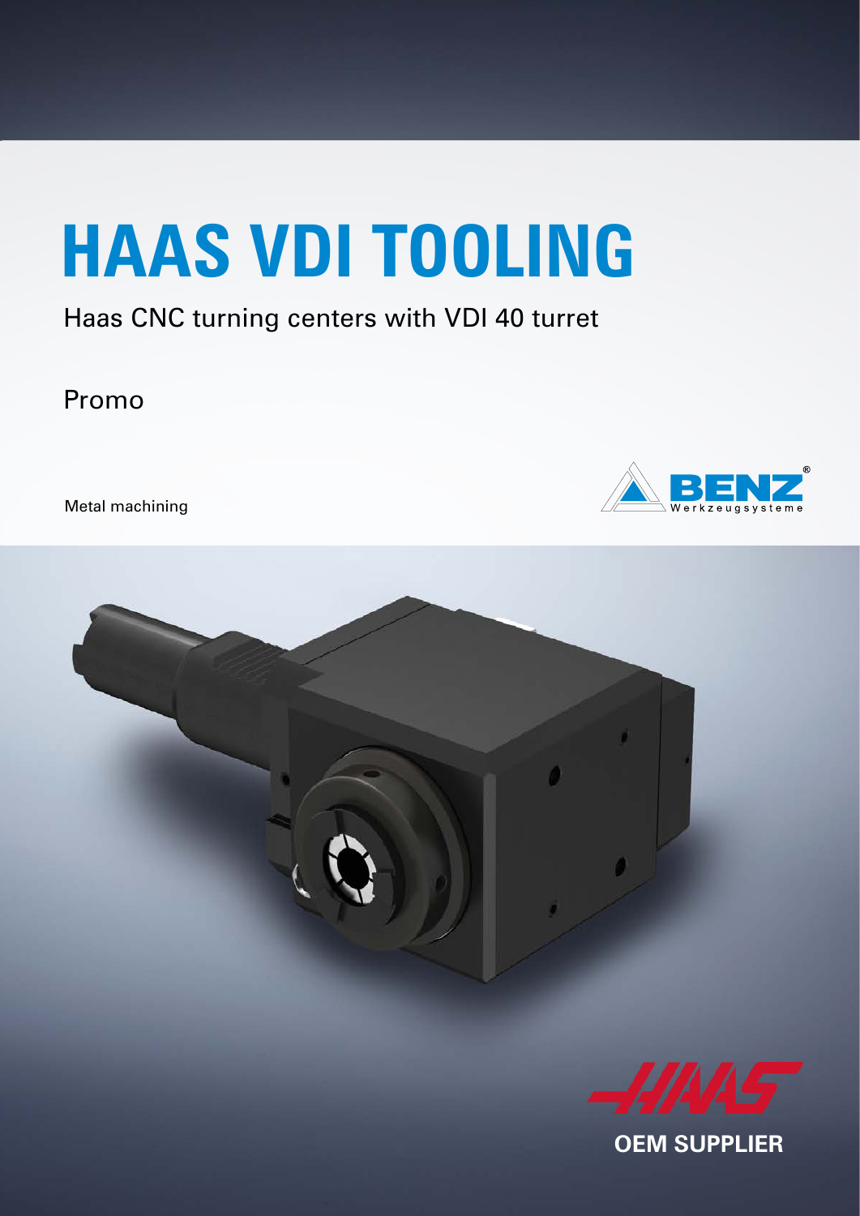# HAAS VDI TOOLING

Haas CNC turning centers with VDI 40 turret

Promo

Metal machining

BENZ Werkzeugsysteme

OEM SUPPLIER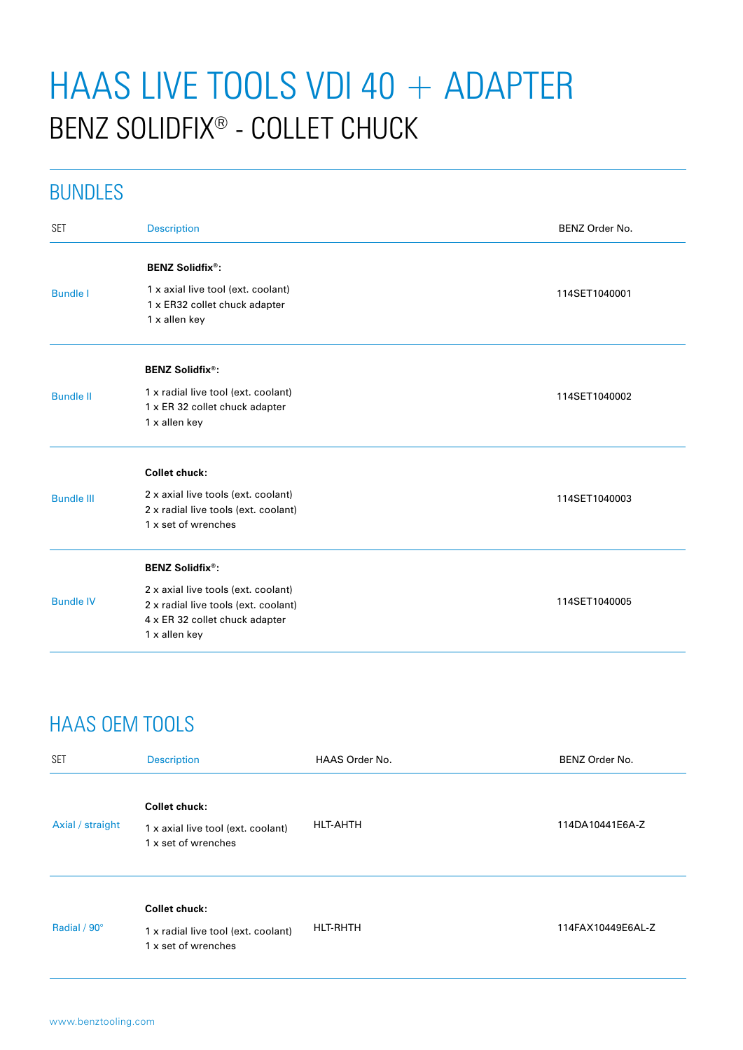# HAAS LIVE TOOLS VDI 40 + ADAPTER

## BENZ SOLIDFIX® - COLLET CHUCK

### BUNDLES

| SET | Description | BENZ Order No. |
| --- | --- | --- |
| Bundle I | **BENZ Solidfix®:**<br>1 x axial live tool (ext. coolant)<br>1 x ER32 collet chuck adapter<br>1 x allen key | 114SET1040001 |
| Bundle II | **BENZ Solidfix®:**<br>1 x radial live tool (ext. coolant)<br>1 x ER 32 collet chuck adapter<br>1 x allen key | 114SET1040002 |
| Bundle III | **Collet chuck:**<br>2 x axial live tools (ext. coolant)<br>2 x radial live tools (ext. coolant)<br>1 x set of wrenches | 114SET1040003 |
| Bundle IV | **BENZ Solidfix®:**<br>2 x axial live tools (ext. coolant)<br>2 x radial live tools (ext. coolant)<br>4 x ER 32 collet chuck adapter<br>1 x allen key | 114SET1040005 |

### HAAS OEM TOOLS

| SET | Description | HAAS Order No. | BENZ Order No. |
| --- | --- | --- | --- |
| Axial / straight | **Collet chuck:**<br>1 x axial live tool (ext. coolant)<br>1 x set of wrenches | HLT-AHTH | 114DA10441E6A-Z |
| Radial / 90° | **Collet chuck:**<br>1 x radial live tool (ext. coolant)<br>1 x set of wrenches | HLT-RHTH | 114FAX10449E6AL-Z |

www.benztooling.com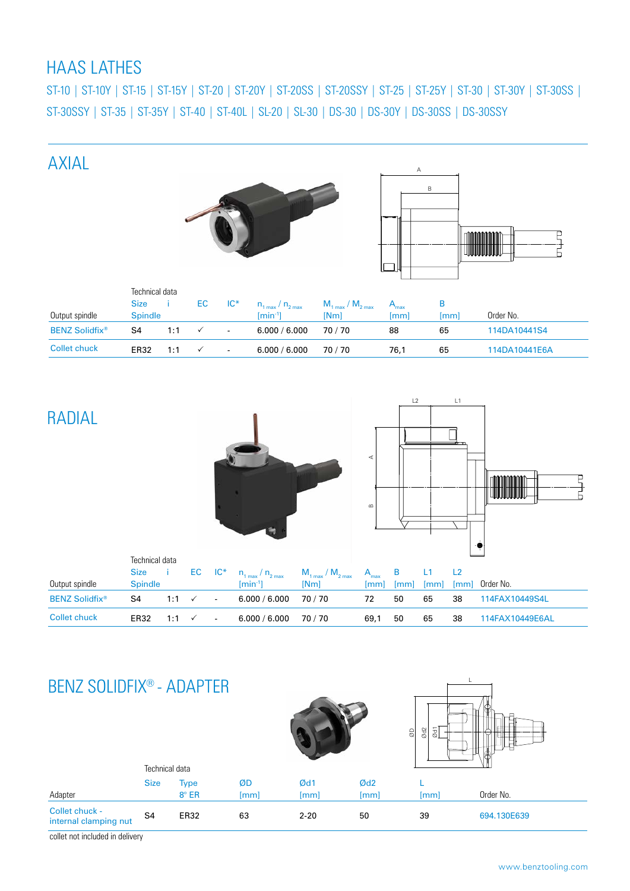# HAAS LATHES

ST-10 | ST-10Y | ST-15 | ST-15Y | ST-20 | ST-20Y | ST-20SS | ST-20SSY | ST-25 | ST-25Y | ST-30 | ST-30Y | ST-30SS | ST-30SSY | ST-35 | ST-35Y | ST-40 | ST-40L | SL-20 | SL-30 | DS-30 | DS-30Y | DS-30SS | DS-30SSY

## AXIAL

| Output spindle | Technical data<br>Size<br>Spindle | i | EC | IC* | $n_{1\,max}$ / $n_{2\,max}$<br>[min$^{-1}$] | $M_{1\,max}$ / $M_{2\,max}$<br>[Nm] | $A_{max}$<br>[mm] | B<br>[mm] | Order No. |
|---|---|---|---|---|---|---|---|---|---|
| BENZ Solidfix® | S4 | 1:1 | ✓ | - | 6.000 / 6.000 | 70 / 70 | 88 | 65 | 114DA10441S4 |
| Collet chuck | ER32 | 1:1 | ✓ | - | 6.000 / 6.000 | 70 / 70 | 76,1 | 65 | 114DA10441E6A |

## RADIAL

| Output spindle | Technical data<br>Size<br>Spindle | i | EC | IC* | $n_{1\,max}$ / $n_{2\,max}$<br>[min$^{-1}$] | $M_{1\,max}$ / $M_{2\,max}$<br>[Nm] | $A_{max}$<br>[mm] | B<br>[mm] | L1<br>[mm] | L2<br>[mm] | Order No. |
|---|---|---|---|---|---|---|---|---|---|---|---|
| BENZ Solidfix® | S4 | 1:1 | ✓ | - | 6.000 / 6.000 | 70 / 70 | 72 | 50 | 65 | 38 | 114FAX10449S4L |
| Collet chuck | ER32 | 1:1 | ✓ | - | 6.000 / 6.000 | 70 / 70 | 69,1 | 50 | 65 | 38 | 114FAX10449E6AL |

## BENZ SOLIDFIX® - ADAPTER

| Adapter | Technical data<br>Size | Type<br>8° ER | ØD<br>[mm] | Ød1<br>[mm] | Ød2<br>[mm] | L<br>[mm] | Order No. |
|---|---|---|---|---|---|---|---|
| Collet chuck - internal clamping nut | S4 | ER32 | 63 | 2-20 | 50 | 39 | 694.130E639 |

collet not included in delivery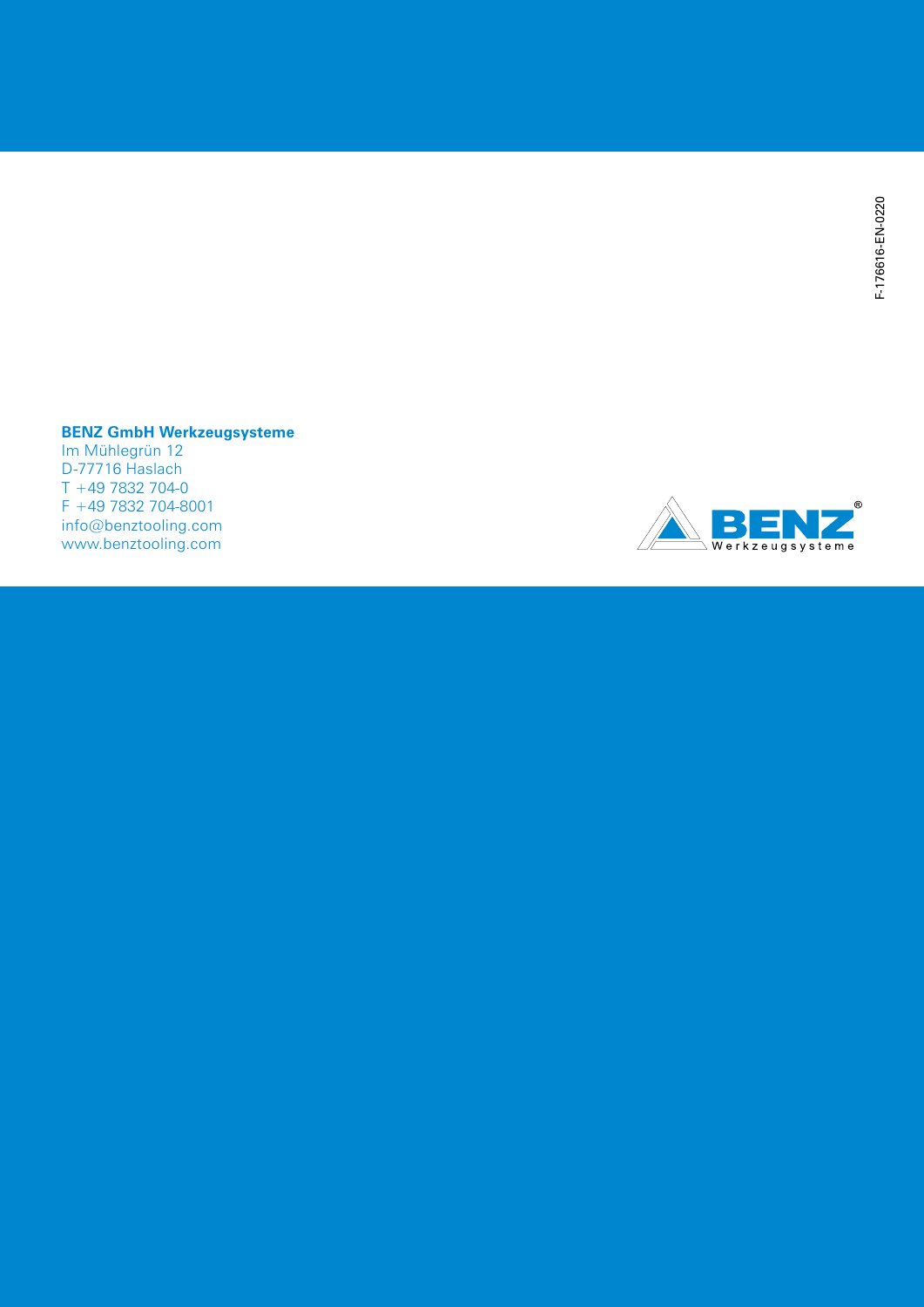**BENZ GmbH Werkzeugsysteme**
Im Mühlegrün 12
D-77716 Haslach
T +49 7832 704-0
F +49 7832 704-8001
info@benztooling.com
www.benztooling.com

BENZ®
Werkzeugsysteme

F-176616-EN-0220